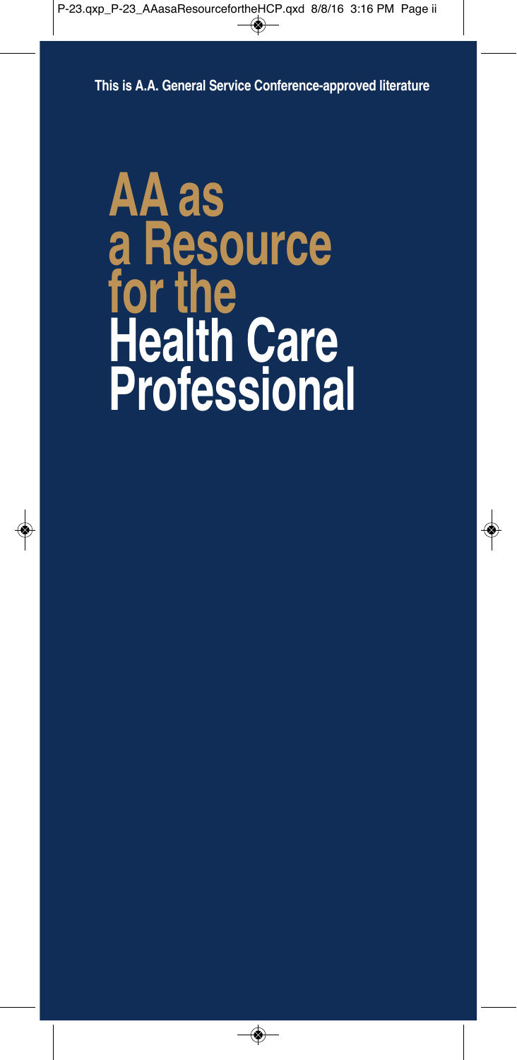This is A.A. General Service Conference-approved literature

# AA as a Resource for the Health Care Professional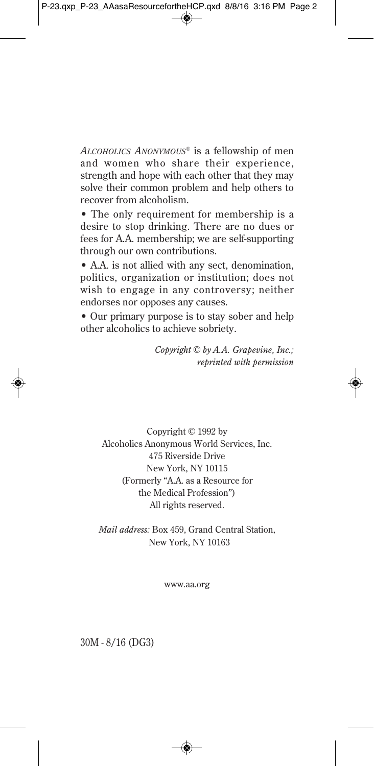*Alcoholics Anonymous*® is a fellowship of men and women who share their experience, strength and hope with each other that they may solve their common problem and help others to recover from alcoholism.

• The only requirement for membership is a desire to stop drinking. There are no dues or fees for A.A. membership; we are self-supporting through our own contributions.

• A.A. is not allied with any sect, denomination, politics, organization or institution; does not wish to engage in any controversy; neither endorses nor opposes any causes.

• Our primary purpose is to stay sober and help other alcoholics to achieve sobriety.

*Copyright © by A.A. Grapevine, Inc.; reprinted with permission*

Copyright © 1992 by
Alcoholics Anonymous World Services, Inc.
475 Riverside Drive
New York, NY 10115
(Formerly "A.A. as a Resource for the Medical Profession")
All rights reserved.

*Mail address:* Box 459, Grand Central Station,
New York, NY 10163

www.aa.org

30M - 8/16 (DG3)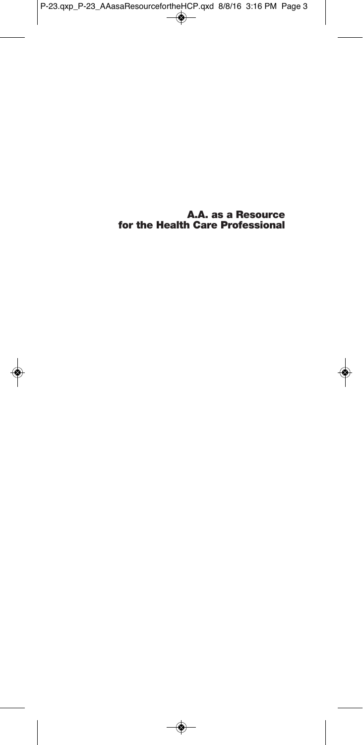# A.A. as a Resource for the Health Care Professional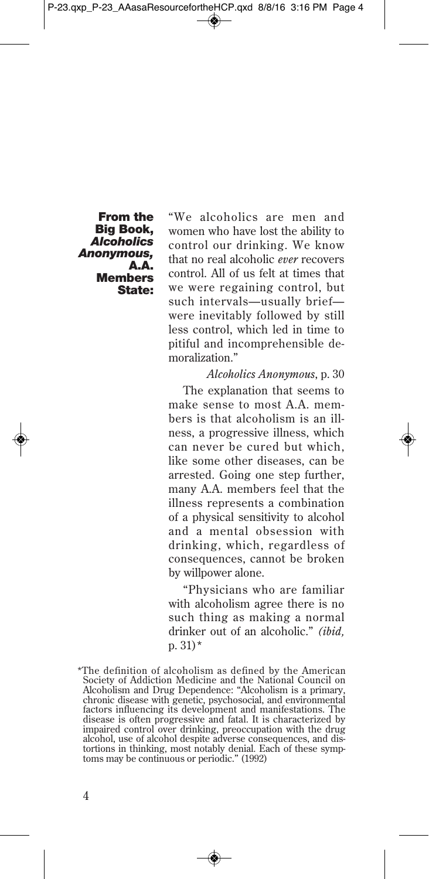**From the Big Book, *Alcoholics Anonymous*, A.A. Members State:**

"We alcoholics are men and women who have lost the ability to control our drinking. We know that no real alcoholic *ever* recovers control. All of us felt at times that we were regaining control, but such intervals—usually brief—were inevitably followed by still less control, which led in time to pitiful and incomprehensible demoralization."

*Alcoholics Anonymous*, p. 30

The explanation that seems to make sense to most A.A. members is that alcoholism is an illness, a progressive illness, which can never be cured but which, like some other diseases, can be arrested. Going one step further, many A.A. members feel that the illness represents a combination of a physical sensitivity to alcohol and a mental obsession with drinking, which, regardless of consequences, cannot be broken by willpower alone.

"Physicians who are familiar with alcoholism agree there is no such thing as making a normal drinker out of an alcoholic." *(ibid,* p. 31)*

*The definition of alcoholism as defined by the American Society of Addiction Medicine and the National Council on Alcoholism and Drug Dependence: "Alcoholism is a primary, chronic disease with genetic, psychosocial, and environmental factors influencing its development and manifestations. The disease is often progressive and fatal. It is characterized by impaired control over drinking, preoccupation with the drug alcohol, use of alcohol despite adverse consequences, and distortions in thinking, most notably denial. Each of these symptoms may be continuous or periodic." (1992)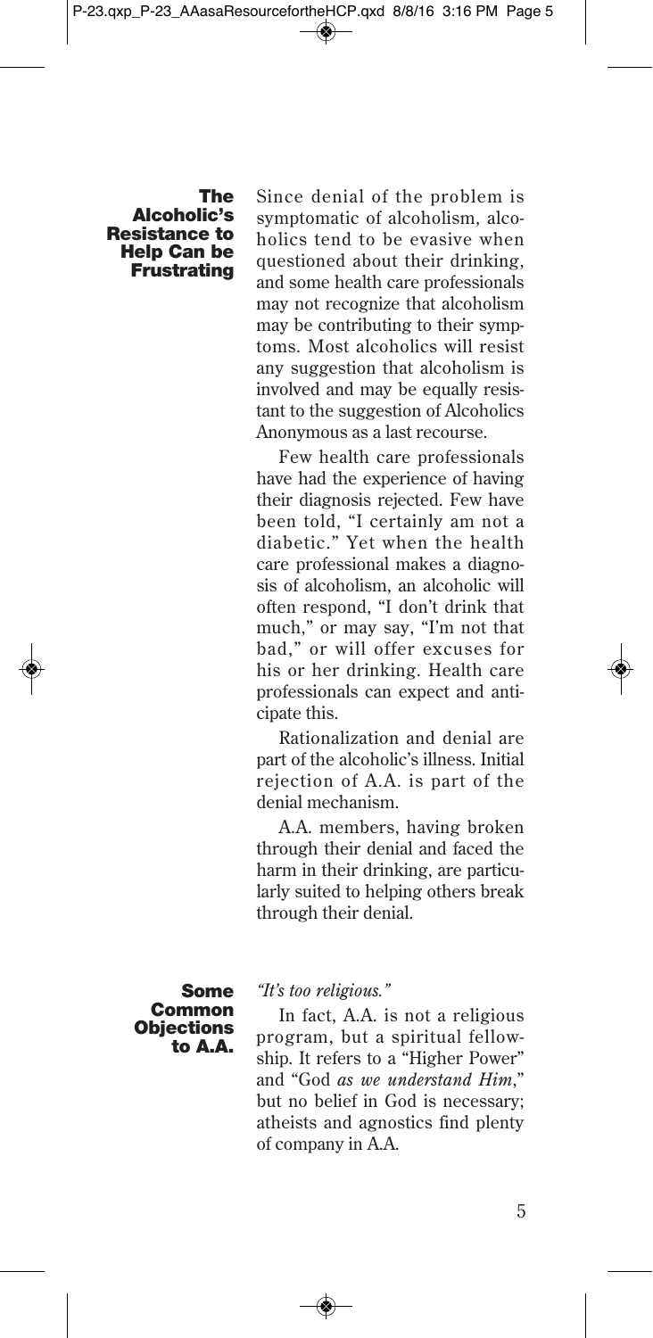## The Alcoholic's Resistance to Help Can be Frustrating

Since denial of the problem is symptomatic of alcoholism, alcoholics tend to be evasive when questioned about their drinking, and some health care professionals may not recognize that alcoholism may be contributing to their symptoms. Most alcoholics will resist any suggestion that alcoholism is involved and may be equally resistant to the suggestion of Alcoholics Anonymous as a last recourse.

Few health care professionals have had the experience of having their diagnosis rejected. Few have been told, "I certainly am not a diabetic." Yet when the health care professional makes a diagnosis of alcoholism, an alcoholic will often respond, "I don't drink that much," or may say, "I'm not that bad," or will offer excuses for his or her drinking. Health care professionals can expect and anticipate this.

Rationalization and denial are part of the alcoholic's illness. Initial rejection of A.A. is part of the denial mechanism.

A.A. members, having broken through their denial and faced the harm in their drinking, are particularly suited to helping others break through their denial.

## Some Common Objections to A.A.

*"It's too religious."*

In fact, A.A. is not a religious program, but a spiritual fellowship. It refers to a "Higher Power" and "God *as we understand Him*," but no belief in God is necessary; atheists and agnostics find plenty of company in A.A.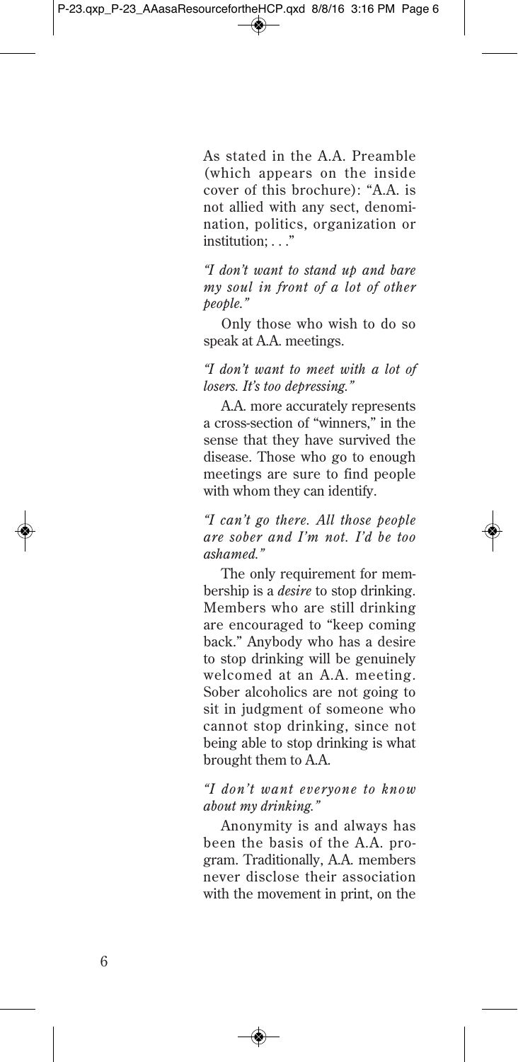As stated in the A.A. Preamble (which appears on the inside cover of this brochure): "A.A. is not allied with any sect, denomination, politics, organization or institution; . . ."

*"I don't want to stand up and bare my soul in front of a lot of other people."*

Only those who wish to do so speak at A.A. meetings.

*"I don't want to meet with a lot of losers. It's too depressing."*

A.A. more accurately represents a cross-section of "winners," in the sense that they have survived the disease. Those who go to enough meetings are sure to find people with whom they can identify.

*"I can't go there. All those people are sober and I'm not. I'd be too ashamed."*

The only requirement for membership is a *desire* to stop drinking. Members who are still drinking are encouraged to "keep coming back." Anybody who has a desire to stop drinking will be genuinely welcomed at an A.A. meeting. Sober alcoholics are not going to sit in judgment of someone who cannot stop drinking, since not being able to stop drinking is what brought them to A.A.

*"I don't want everyone to know about my drinking."*

Anonymity is and always has been the basis of the A.A. program. Traditionally, A.A. members never disclose their association with the movement in print, on the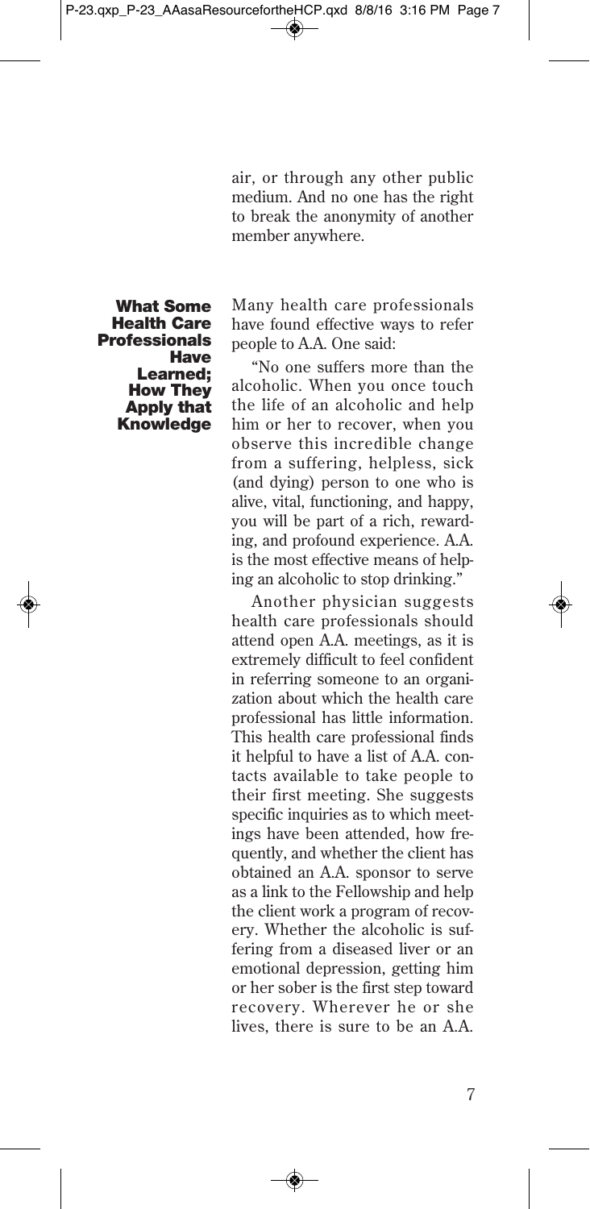air, or through any other public medium. And no one has the right to break the anonymity of another member anywhere.

## What Some Health Care Professionals Have Learned; How They Apply that Knowledge

Many health care professionals have found effective ways to refer people to A.A. One said:

"No one suffers more than the alcoholic. When you once touch the life of an alcoholic and help him or her to recover, when you observe this incredible change from a suffering, helpless, sick (and dying) person to one who is alive, vital, functioning, and happy, you will be part of a rich, rewarding, and profound experience. A.A. is the most effective means of helping an alcoholic to stop drinking."

Another physician suggests health care professionals should attend open A.A. meetings, as it is extremely difficult to feel confident in referring someone to an organization about which the health care professional has little information. This health care professional finds it helpful to have a list of A.A. contacts available to take people to their first meeting. She suggests specific inquiries as to which meetings have been attended, how frequently, and whether the client has obtained an A.A. sponsor to serve as a link to the Fellowship and help the client work a program of recovery. Whether the alcoholic is suffering from a diseased liver or an emotional depression, getting him or her sober is the first step toward recovery. Wherever he or she lives, there is sure to be an A.A.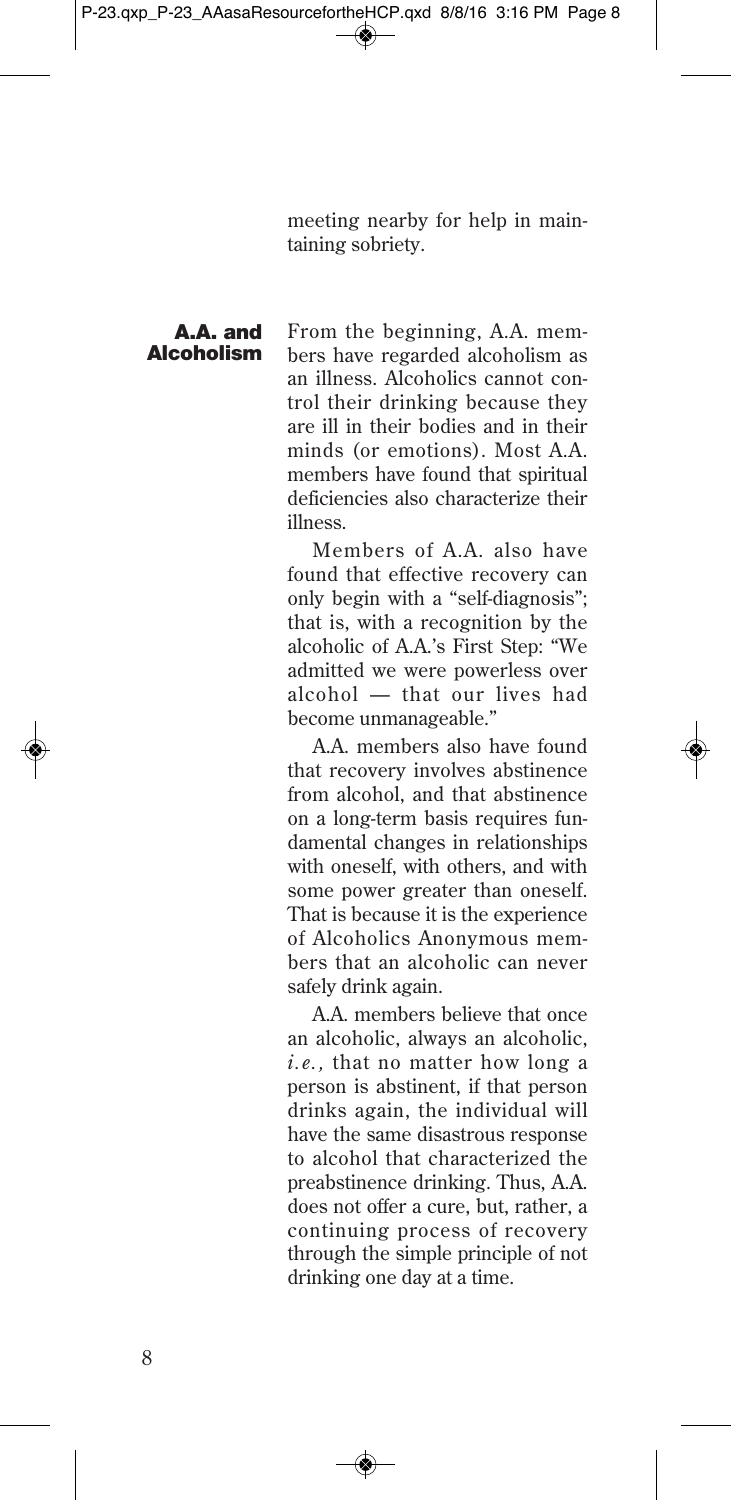meeting nearby for help in maintaining sobriety.

## A.A. and Alcoholism

From the beginning, A.A. members have regarded alcoholism as an illness. Alcoholics cannot control their drinking because they are ill in their bodies and in their minds (or emotions). Most A.A. members have found that spiritual deficiencies also characterize their illness.

Members of A.A. also have found that effective recovery can only begin with a "self-diagnosis"; that is, with a recognition by the alcoholic of A.A.'s First Step: "We admitted we were powerless over alcohol — that our lives had become unmanageable."

A.A. members also have found that recovery involves abstinence from alcohol, and that abstinence on a long-term basis requires fundamental changes in relationships with oneself, with others, and with some power greater than oneself. That is because it is the experience of Alcoholics Anonymous members that an alcoholic can never safely drink again.

A.A. members believe that once an alcoholic, always an alcoholic, *i.e.,* that no matter how long a person is abstinent, if that person drinks again, the individual will have the same disastrous response to alcohol that characterized the preabstinence drinking. Thus, A.A. does not offer a cure, but, rather, a continuing process of recovery through the simple principle of not drinking one day at a time.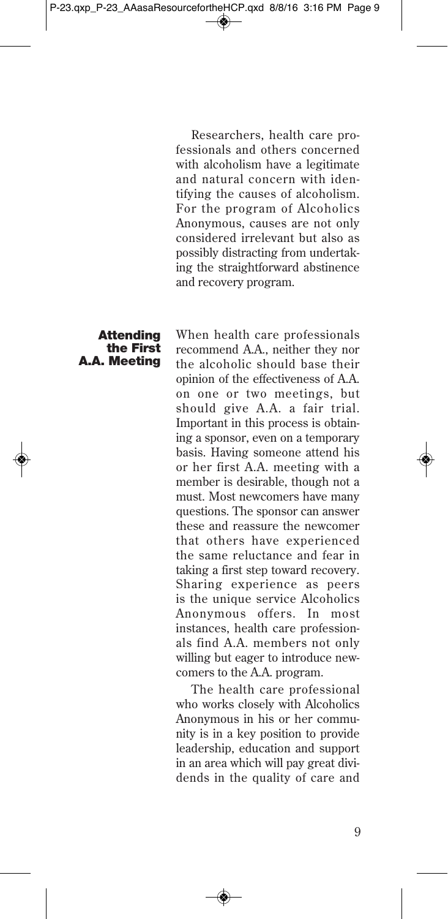Researchers, health care professionals and others concerned with alcoholism have a legitimate and natural concern with identifying the causes of alcoholism. For the program of Alcoholics Anonymous, causes are not only considered irrelevant but also as possibly distracting from undertaking the straightforward abstinence and recovery program.

## Attending the First A.A. Meeting

When health care professionals recommend A.A., neither they nor the alcoholic should base their opinion of the effectiveness of A.A. on one or two meetings, but should give A.A. a fair trial. Important in this process is obtaining a sponsor, even on a temporary basis. Having someone attend his or her first A.A. meeting with a member is desirable, though not a must. Most newcomers have many questions. The sponsor can answer these and reassure the newcomer that others have experienced the same reluctance and fear in taking a first step toward recovery. Sharing experience as peers is the unique service Alcoholics Anonymous offers. In most instances, health care professionals find A.A. members not only willing but eager to introduce newcomers to the A.A. program.

The health care professional who works closely with Alcoholics Anonymous in his or her community is in a key position to provide leadership, education and support in an area which will pay great dividends in the quality of care and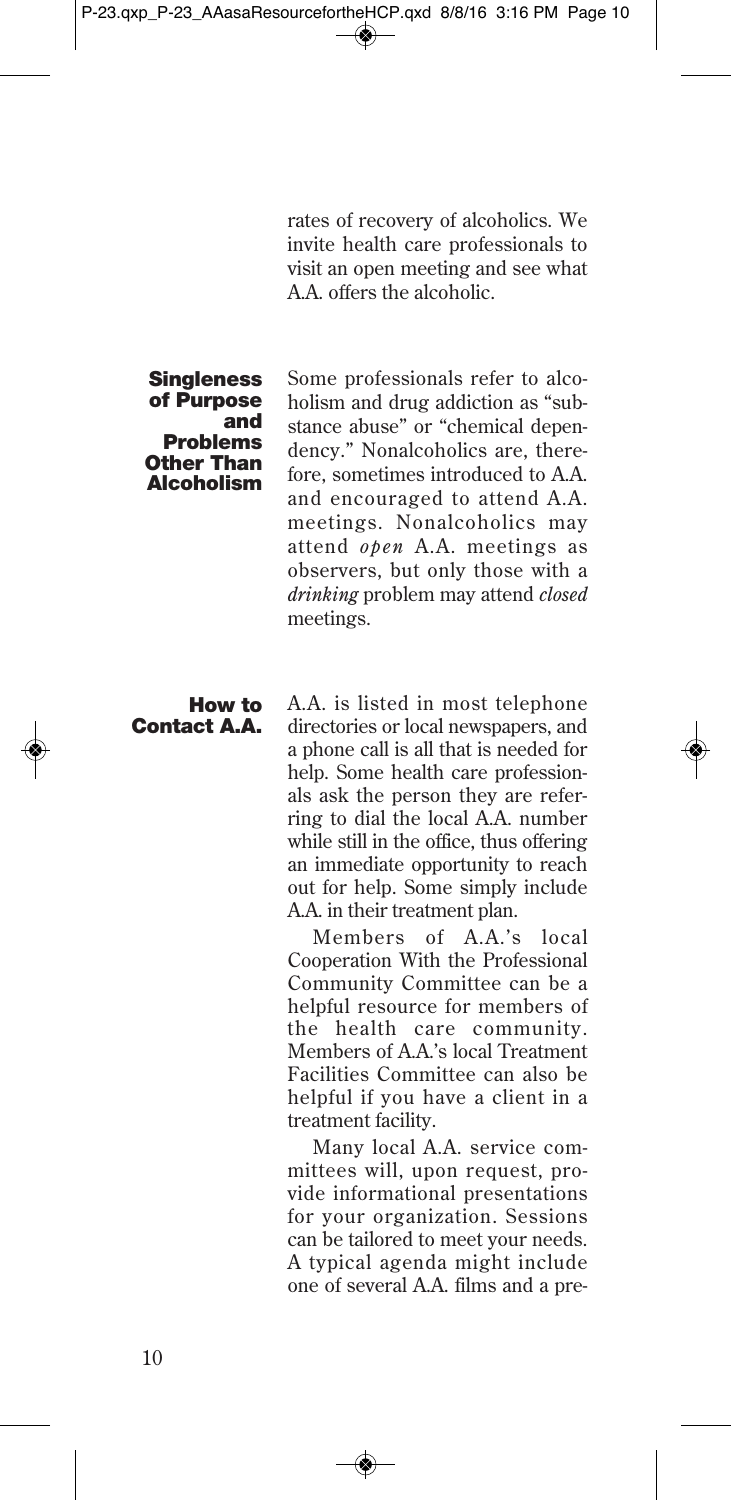rates of recovery of alcoholics. We invite health care professionals to visit an open meeting and see what A.A. offers the alcoholic.

## Singleness of Purpose and Problems Other Than Alcoholism

Some professionals refer to alcoholism and drug addiction as "substance abuse" or "chemical dependency." Nonalcoholics are, therefore, sometimes introduced to A.A. and encouraged to attend A.A. meetings. Nonalcoholics may attend *open* A.A. meetings as observers, but only those with a *drinking* problem may attend *closed* meetings.

## How to Contact A.A.

A.A. is listed in most telephone directories or local newspapers, and a phone call is all that is needed for help. Some health care professionals ask the person they are referring to dial the local A.A. number while still in the office, thus offering an immediate opportunity to reach out for help. Some simply include A.A. in their treatment plan.

Members of A.A.'s local Cooperation With the Professional Community Committee can be a helpful resource for members of the health care community. Members of A.A.'s local Treatment Facilities Committee can also be helpful if you have a client in a treatment facility.

Many local A.A. service committees will, upon request, provide informational presentations for your organization. Sessions can be tailored to meet your needs. A typical agenda might include one of several A.A. films and a pre-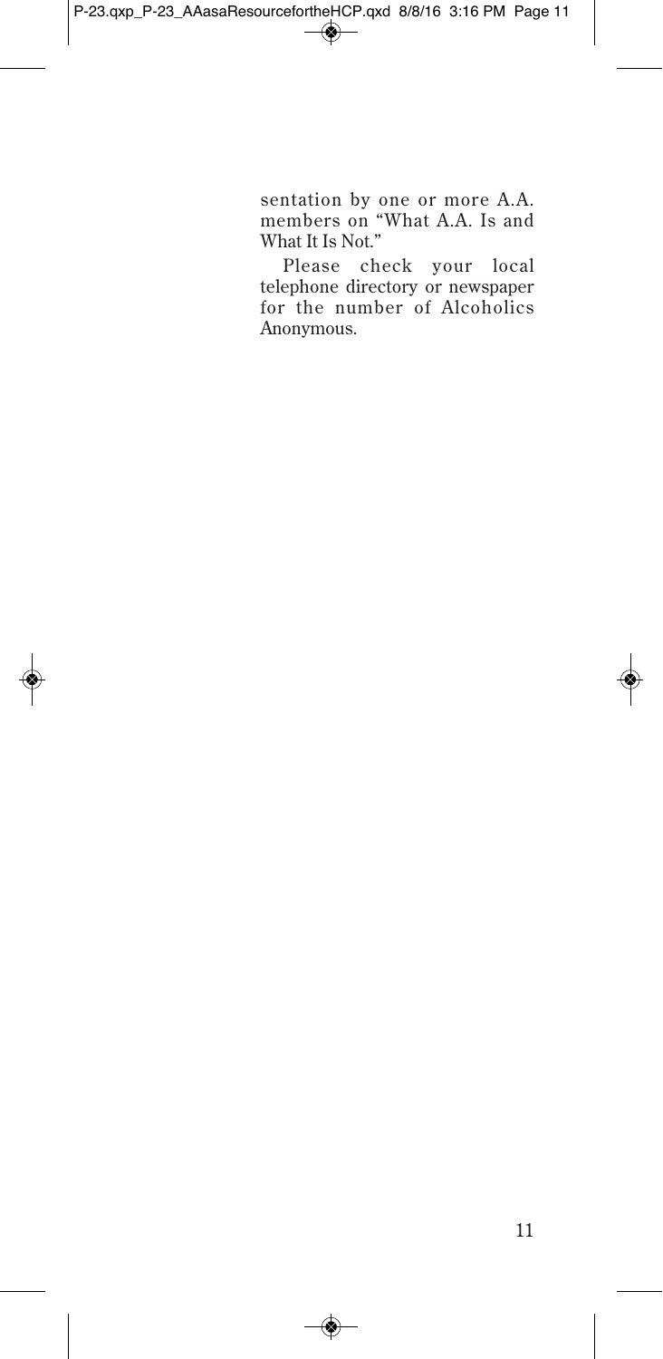sentation by one or more A.A. members on "What A.A. Is and What It Is Not."

Please check your local telephone directory or newspaper for the number of Alcoholics Anonymous.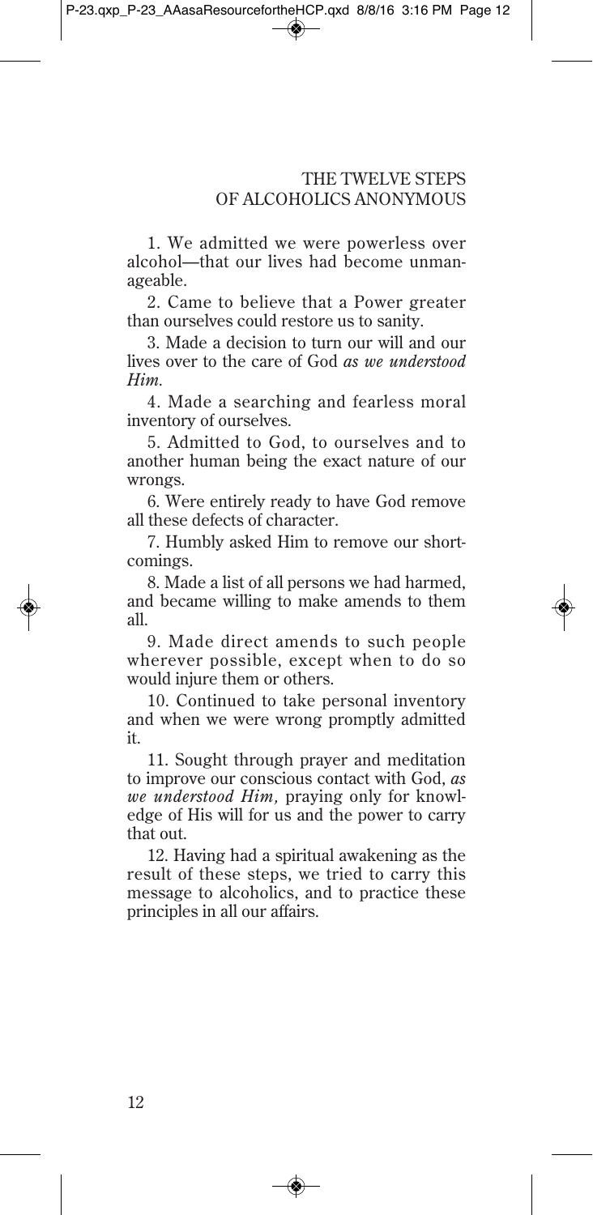# THE TWELVE STEPS OF ALCOHOLICS ANONYMOUS

1. We admitted we were powerless over alcohol—that our lives had become unmanageable.

2. Came to believe that a Power greater than ourselves could restore us to sanity.

3. Made a decision to turn our will and our lives over to the care of God *as we understood Him.*

4. Made a searching and fearless moral inventory of ourselves.

5. Admitted to God, to ourselves and to another human being the exact nature of our wrongs.

6. Were entirely ready to have God remove all these defects of character.

7. Humbly asked Him to remove our shortcomings.

8. Made a list of all persons we had harmed, and became willing to make amends to them all.

9. Made direct amends to such people wherever possible, except when to do so would injure them or others.

10. Continued to take personal inventory and when we were wrong promptly admitted it.

11. Sought through prayer and meditation to improve our conscious contact with God, *as we understood Him,* praying only for knowledge of His will for us and the power to carry that out.

12. Having had a spiritual awakening as the result of these steps, we tried to carry this message to alcoholics, and to practice these principles in all our affairs.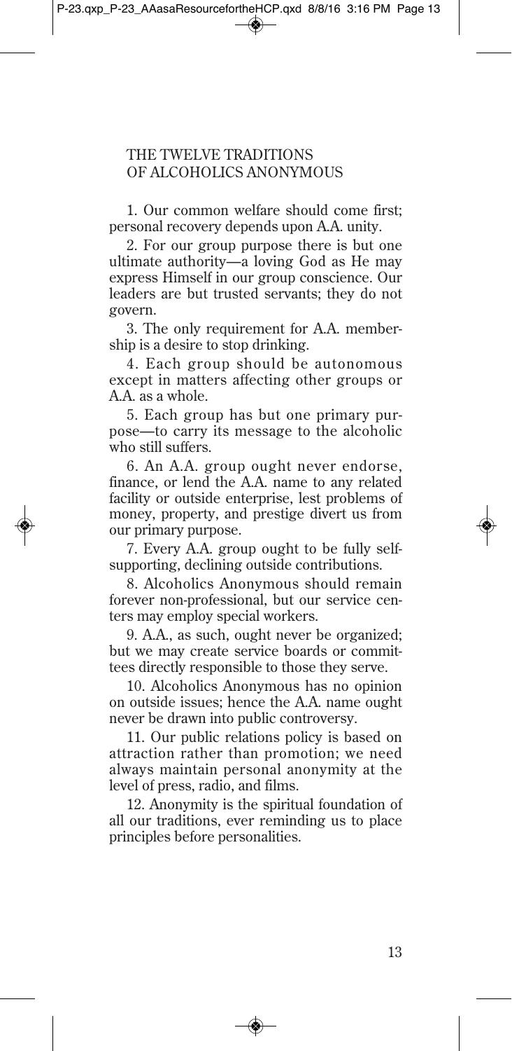# THE TWELVE TRADITIONS OF ALCOHOLICS ANONYMOUS

1. Our common welfare should come first; personal recovery depends upon A.A. unity.

2. For our group purpose there is but one ultimate authority—a loving God as He may express Himself in our group conscience. Our leaders are but trusted servants; they do not govern.

3. The only requirement for A.A. membership is a desire to stop drinking.

4. Each group should be autonomous except in matters affecting other groups or A.A. as a whole.

5. Each group has but one primary purpose—to carry its message to the alcoholic who still suffers.

6. An A.A. group ought never endorse, finance, or lend the A.A. name to any related facility or outside enterprise, lest problems of money, property, and prestige divert us from our primary purpose.

7. Every A.A. group ought to be fully self-supporting, declining outside contributions.

8. Alcoholics Anonymous should remain forever non-professional, but our service centers may employ special workers.

9. A.A., as such, ought never be organized; but we may create service boards or committees directly responsible to those they serve.

10. Alcoholics Anonymous has no opinion on outside issues; hence the A.A. name ought never be drawn into public controversy.

11. Our public relations policy is based on attraction rather than promotion; we need always maintain personal anonymity at the level of press, radio, and films.

12. Anonymity is the spiritual foundation of all our traditions, ever reminding us to place principles before personalities.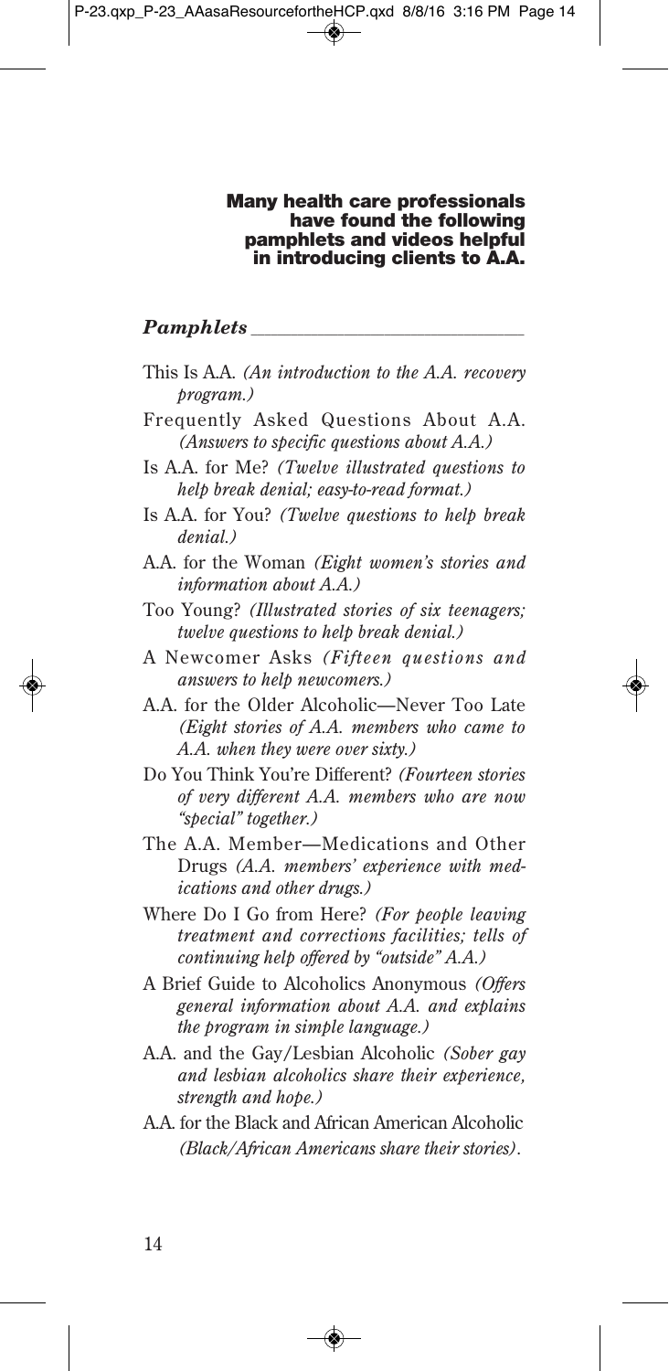**Many health care professionals have found the following pamphlets and videos helpful in introducing clients to A.A.**

## *Pamphlets*

This Is A.A. *(An introduction to the A.A. recovery program.)*

Frequently Asked Questions About A.A. *(Answers to specific questions about A.A.)*

Is A.A. for Me? *(Twelve illustrated questions to help break denial; easy-to-read format.)*

Is A.A. for You? *(Twelve questions to help break denial.)*

A.A. for the Woman *(Eight women's stories and information about A.A.)*

Too Young? *(Illustrated stories of six teenagers; twelve questions to help break denial.)*

A Newcomer Asks *(Fifteen questions and answers to help newcomers.)*

A.A. for the Older Alcoholic—Never Too Late *(Eight stories of A.A. members who came to A.A. when they were over sixty.)*

Do You Think You're Different? *(Fourteen stories of very different A.A. members who are now "special" together.)*

The A.A. Member—Medications and Other Drugs *(A.A. members' experience with medications and other drugs.)*

Where Do I Go from Here? *(For people leaving treatment and corrections facilities; tells of continuing help offered by "outside" A.A.)*

A Brief Guide to Alcoholics Anonymous *(Offers general information about A.A. and explains the program in simple language.)*

A.A. and the Gay/Lesbian Alcoholic *(Sober gay and lesbian alcoholics share their experience, strength and hope.)*

A.A. for the Black and African American Alcoholic *(Black/African Americans share their stories)*.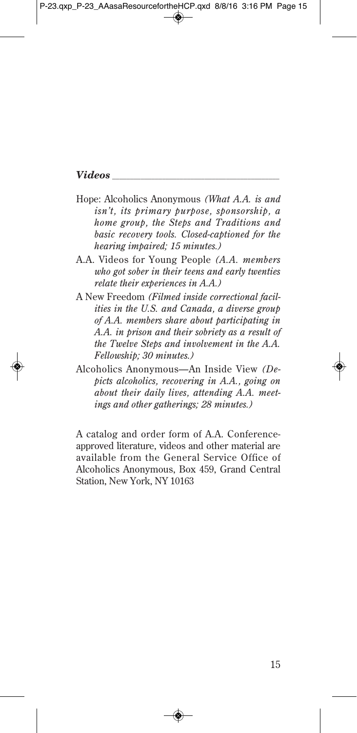### *Videos*

- Hope: Alcoholics Anonymous *(What A.A. is and isn't, its primary purpose, sponsorship, a home group, the Steps and Traditions and basic recovery tools. Closed-captioned for the hearing impaired; 15 minutes.)*
- A.A. Videos for Young People *(A.A. members who got sober in their teens and early twenties relate their experiences in A.A.)*
- A New Freedom *(Filmed inside correctional facilities in the U.S. and Canada, a diverse group of A.A. members share about participating in A.A. in prison and their sobriety as a result of the Twelve Steps and involvement in the A.A. Fellowship; 30 minutes.)*
- Alcoholics Anonymous—An Inside View *(Depicts alcoholics, recovering in A.A., going on about their daily lives, attending A.A. meetings and other gatherings; 28 minutes.)*

A catalog and order form of A.A. Conference-approved literature, videos and other material are available from the General Service Office of Alcoholics Anonymous, Box 459, Grand Central Station, New York, NY 10163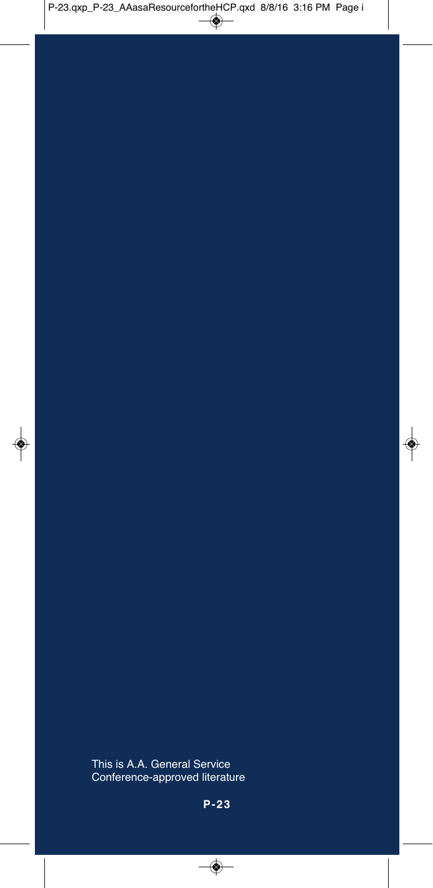This is A.A. General Service Conference-approved literature

**P-23**